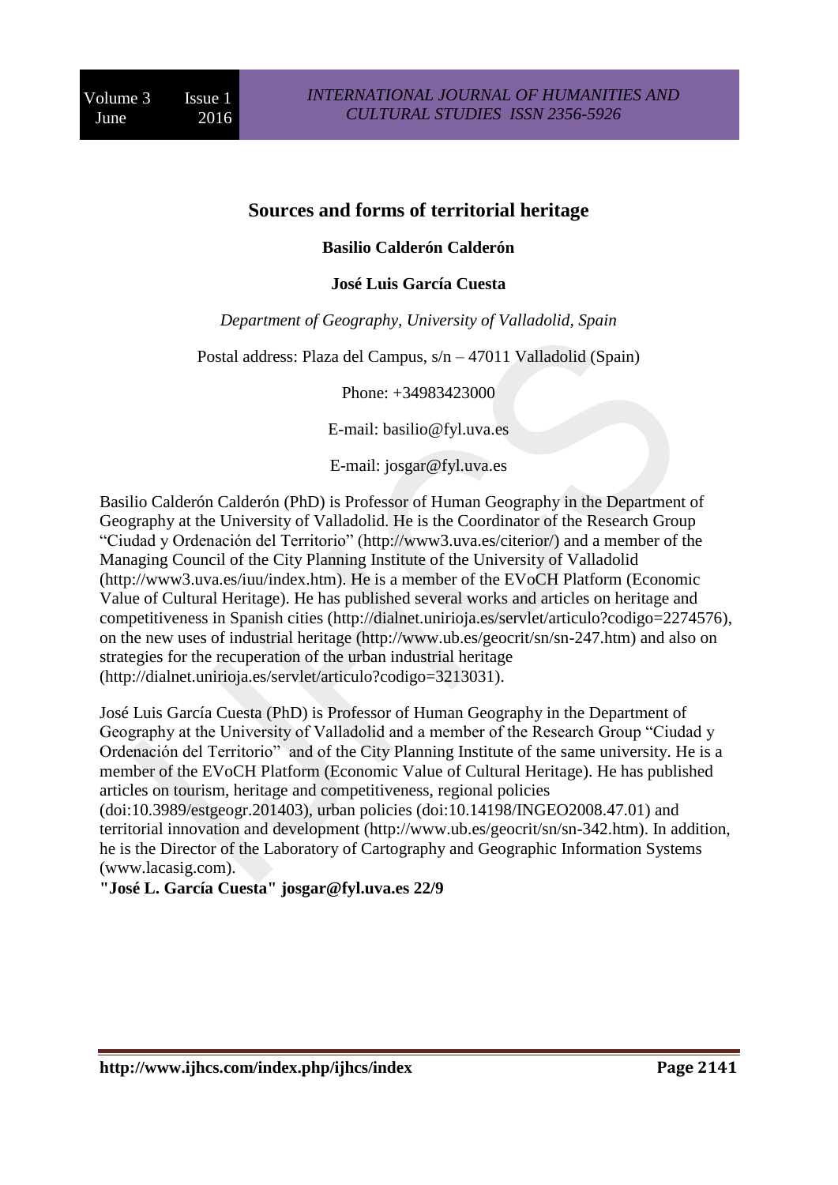# Sources and forms of territorial heritage

**Basilio Calderón Calderón**

**José Luis García Cuesta**

*Department of Geography, University of Valladolid, Spain*

Postal address: Plaza del Campus, s/n – 47011 Valladolid (Spain)

Phone: +34983423000

E-mail: basilio@fyl.uva.es

E-mail: josgar@fyl.uva.es

Basilio Calderón Calderón (PhD) is Professor of Human Geography in the Department of Geography at the University of Valladolid. He is the Coordinator of the Research Group "Ciudad y Ordenación del Territorio" (http://www3.uva.es/citerior/) and a member of the Managing Council of the City Planning Institute of the University of Valladolid (http://www3.uva.es/iuu/index.htm). He is a member of the EVoCH Platform (Economic Value of Cultural Heritage). He has published several works and articles on heritage and competitiveness in Spanish cities (http://dialnet.unirioja.es/servlet/articulo?codigo=2274576), on the new uses of industrial heritage (http://www.ub.es/geocrit/sn/sn-247.htm) and also on strategies for the recuperation of the urban industrial heritage (http://dialnet.unirioja.es/servlet/articulo?codigo=3213031).

José Luis García Cuesta (PhD) is Professor of Human Geography in the Department of Geography at the University of Valladolid and a member of the Research Group "Ciudad y Ordenación del Territorio" and of the City Planning Institute of the same university. He is a member of the EVoCH Platform (Economic Value of Cultural Heritage). He has published articles on tourism, heritage and competitiveness, regional policies (doi:10.3989/estgeogr.201403), urban policies (doi:10.14198/INGEO2008.47.01) and territorial innovation and development (http://www.ub.es/geocrit/sn/sn-342.htm). In addition, he is the Director of the Laboratory of Cartography and Geographic Information Systems (www.lacasig.com).

**"José L. García Cuesta" josgar@fyl.uva.es 22/9**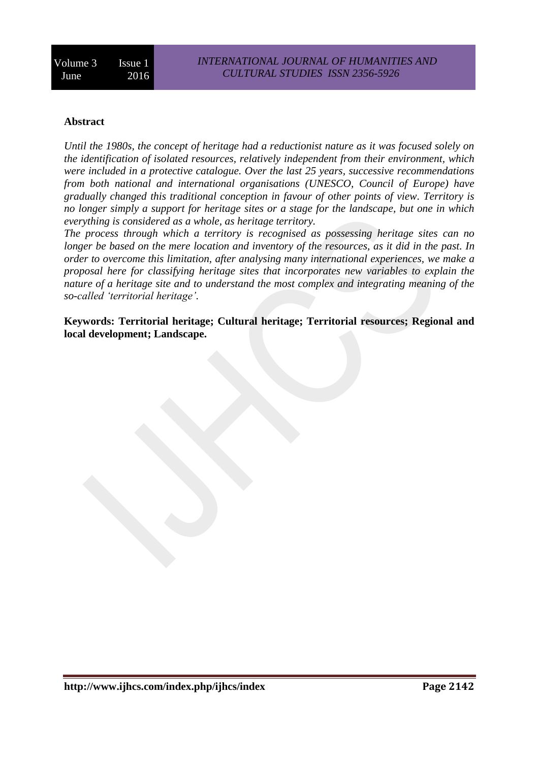## Abstract

*Until the 1980s, the concept of heritage had a reductionist nature as it was focused solely on the identification of isolated resources, relatively independent from their environment, which were included in a protective catalogue. Over the last 25 years, successive recommendations from both national and international organisations (UNESCO, Council of Europe) have gradually changed this traditional conception in favour of other points of view. Territory is no longer simply a support for heritage sites or a stage for the landscape, but one in which everything is considered as a whole, as heritage territory.*

*The process through which a territory is recognised as possessing heritage sites can no longer be based on the mere location and inventory of the resources, as it did in the past. In order to overcome this limitation, after analysing many international experiences, we make a proposal here for classifying heritage sites that incorporates new variables to explain the nature of a heritage site and to understand the most complex and integrating meaning of the so-called 'territorial heritage'.*

**Keywords: Territorial heritage; Cultural heritage; Territorial resources; Regional and local development; Landscape.**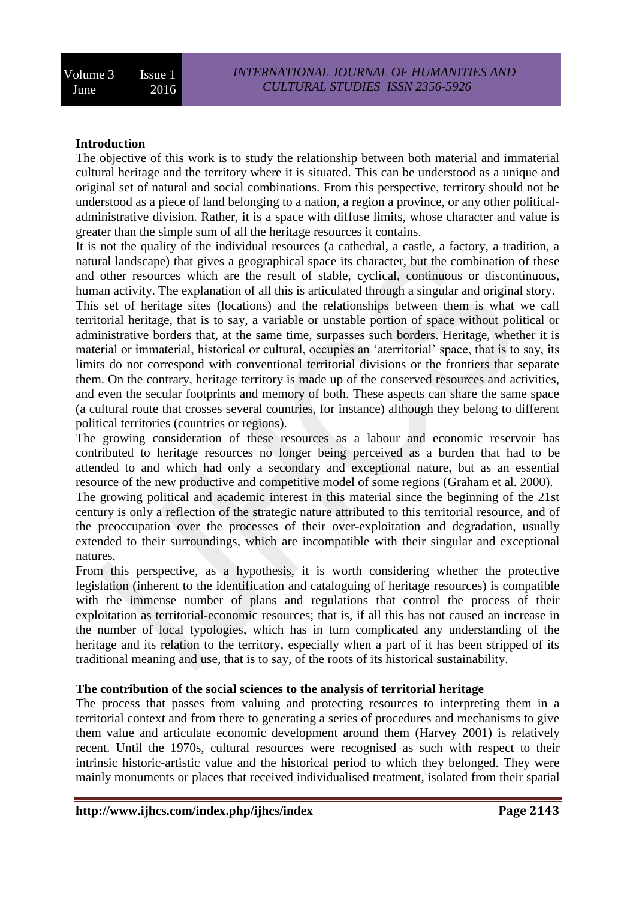## Introduction

The objective of this work is to study the relationship between both material and immaterial cultural heritage and the territory where it is situated. This can be understood as a unique and original set of natural and social combinations. From this perspective, territory should not be understood as a piece of land belonging to a nation, a region a province, or any other political-administrative division. Rather, it is a space with diffuse limits, whose character and value is greater than the simple sum of all the heritage resources it contains.

It is not the quality of the individual resources (a cathedral, a castle, a factory, a tradition, a natural landscape) that gives a geographical space its character, but the combination of these and other resources which are the result of stable, cyclical, continuous or discontinuous, human activity. The explanation of all this is articulated through a singular and original story.

This set of heritage sites (locations) and the relationships between them is what we call territorial heritage, that is to say, a variable or unstable portion of space without political or administrative borders that, at the same time, surpasses such borders. Heritage, whether it is material or immaterial, historical or cultural, occupies an 'aterritorial' space, that is to say, its limits do not correspond with conventional territorial divisions or the frontiers that separate them. On the contrary, heritage territory is made up of the conserved resources and activities, and even the secular footprints and memory of both. These aspects can share the same space (a cultural route that crosses several countries, for instance) although they belong to different political territories (countries or regions).

The growing consideration of these resources as a labour and economic reservoir has contributed to heritage resources no longer being perceived as a burden that had to be attended to and which had only a secondary and exceptional nature, but as an essential resource of the new productive and competitive model of some regions (Graham et al. 2000).

The growing political and academic interest in this material since the beginning of the 21st century is only a reflection of the strategic nature attributed to this territorial resource, and of the preoccupation over the processes of their over-exploitation and degradation, usually extended to their surroundings, which are incompatible with their singular and exceptional natures.

From this perspective, as a hypothesis, it is worth considering whether the protective legislation (inherent to the identification and cataloguing of heritage resources) is compatible with the immense number of plans and regulations that control the process of their exploitation as territorial-economic resources; that is, if all this has not caused an increase in the number of local typologies, which has in turn complicated any understanding of the heritage and its relation to the territory, especially when a part of it has been stripped of its traditional meaning and use, that is to say, of the roots of its historical sustainability.

## The contribution of the social sciences to the analysis of territorial heritage

The process that passes from valuing and protecting resources to interpreting them in a territorial context and from there to generating a series of procedures and mechanisms to give them value and articulate economic development around them (Harvey 2001) is relatively recent. Until the 1970s, cultural resources were recognised as such with respect to their intrinsic historic-artistic value and the historical period to which they belonged. They were mainly monuments or places that received individualised treatment, isolated from their spatial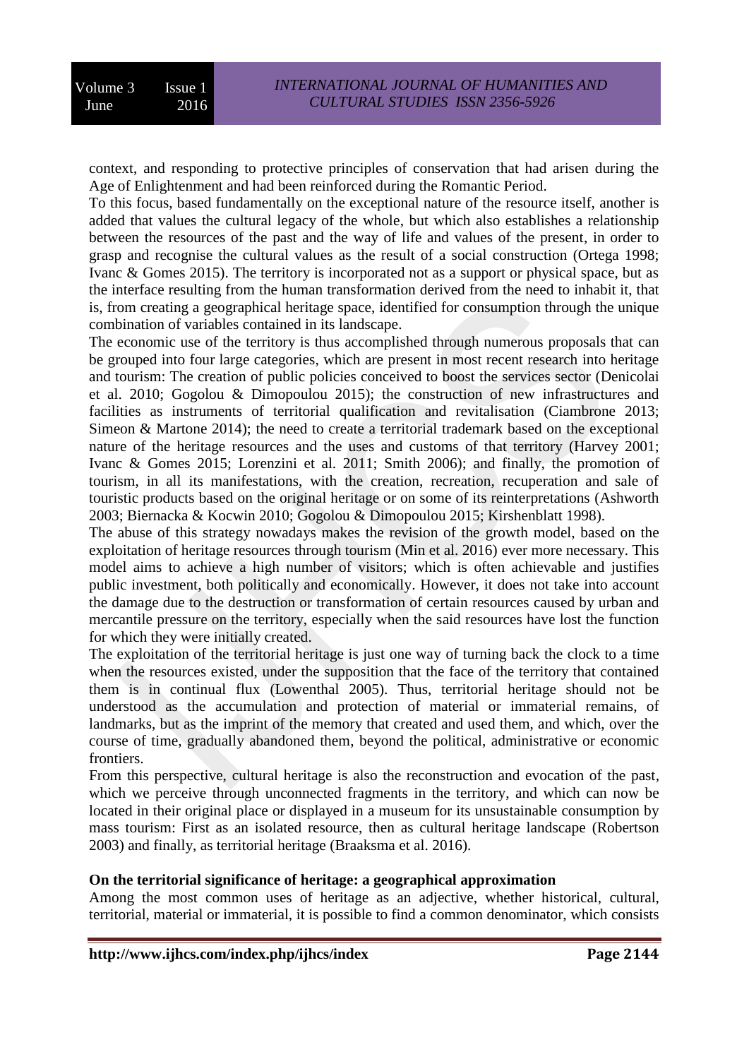context, and responding to protective principles of conservation that had arisen during the Age of Enlightenment and had been reinforced during the Romantic Period.

To this focus, based fundamentally on the exceptional nature of the resource itself, another is added that values the cultural legacy of the whole, but which also establishes a relationship between the resources of the past and the way of life and values of the present, in order to grasp and recognise the cultural values as the result of a social construction (Ortega 1998; Ivanc & Gomes 2015). The territory is incorporated not as a support or physical space, but as the interface resulting from the human transformation derived from the need to inhabit it, that is, from creating a geographical heritage space, identified for consumption through the unique combination of variables contained in its landscape.

The economic use of the territory is thus accomplished through numerous proposals that can be grouped into four large categories, which are present in most recent research into heritage and tourism: The creation of public policies conceived to boost the services sector (Denicolai et al. 2010; Gogolou & Dimopoulou 2015); the construction of new infrastructures and facilities as instruments of territorial qualification and revitalisation (Ciambrone 2013; Simeon & Martone 2014); the need to create a territorial trademark based on the exceptional nature of the heritage resources and the uses and customs of that territory (Harvey 2001; Ivanc & Gomes 2015; Lorenzini et al. 2011; Smith 2006); and finally, the promotion of tourism, in all its manifestations, with the creation, recreation, recuperation and sale of touristic products based on the original heritage or on some of its reinterpretations (Ashworth 2003; Biernacka & Kocwin 2010; Gogolou & Dimopoulou 2015; Kirshenblatt 1998).

The abuse of this strategy nowadays makes the revision of the growth model, based on the exploitation of heritage resources through tourism (Min et al. 2016) ever more necessary. This model aims to achieve a high number of visitors; which is often achievable and justifies public investment, both politically and economically. However, it does not take into account the damage due to the destruction or transformation of certain resources caused by urban and mercantile pressure on the territory, especially when the said resources have lost the function for which they were initially created.

The exploitation of the territorial heritage is just one way of turning back the clock to a time when the resources existed, under the supposition that the face of the territory that contained them is in continual flux (Lowenthal 2005). Thus, territorial heritage should not be understood as the accumulation and protection of material or immaterial remains, of landmarks, but as the imprint of the memory that created and used them, and which, over the course of time, gradually abandoned them, beyond the political, administrative or economic frontiers.

From this perspective, cultural heritage is also the reconstruction and evocation of the past, which we perceive through unconnected fragments in the territory, and which can now be located in their original place or displayed in a museum for its unsustainable consumption by mass tourism: First as an isolated resource, then as cultural heritage landscape (Robertson 2003) and finally, as territorial heritage (Braaksma et al. 2016).

## On the territorial significance of heritage: a geographical approximation

Among the most common uses of heritage as an adjective, whether historical, cultural, territorial, material or immaterial, it is possible to find a common denominator, which consists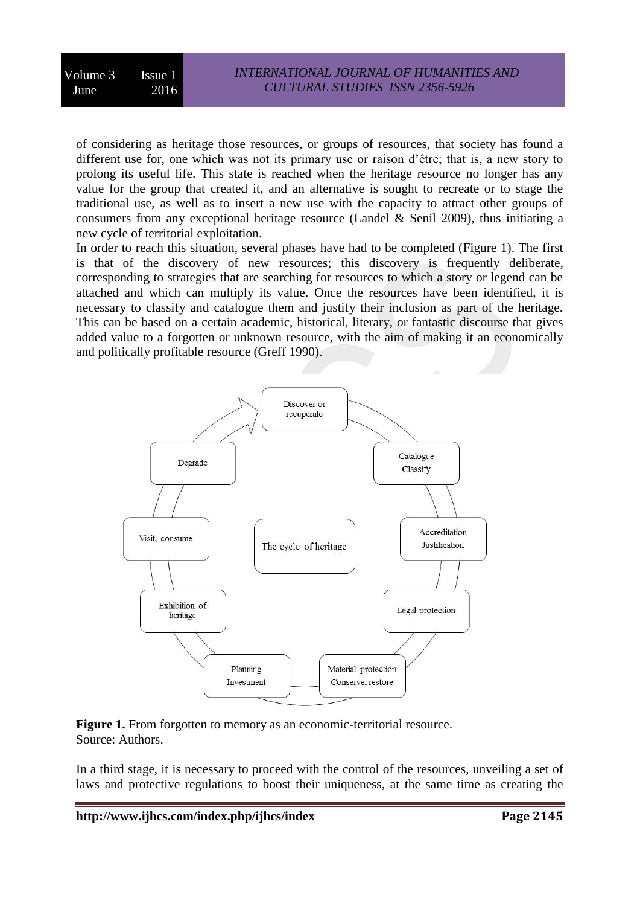of considering as heritage those resources, or groups of resources, that society has found a different use for, one which was not its primary use or raison d'être; that is, a new story to prolong its useful life. This state is reached when the heritage resource no longer has any value for the group that created it, and an alternative is sought to recreate or to stage the traditional use, as well as to insert a new use with the capacity to attract other groups of consumers from any exceptional heritage resource (Landel & Senil 2009), thus initiating a new cycle of territorial exploitation.

In order to reach this situation, several phases have had to be completed (Figure 1). The first is that of the discovery of new resources; this discovery is frequently deliberate, corresponding to strategies that are searching for resources to which a story or legend can be attached and which can multiply its value. Once the resources have been identified, it is necessary to classify and catalogue them and justify their inclusion as part of the heritage. This can be based on a certain academic, historical, literary, or fantastic discourse that gives added value to a forgotten or unknown resource, with the aim of making it an economically and politically profitable resource (Greff 1990).

**Figure 1.** From forgotten to memory as an economic-territorial resource.
Source: Authors.

In a third stage, it is necessary to proceed with the control of the resources, unveiling a set of laws and protective regulations to boost their uniqueness, at the same time as creating the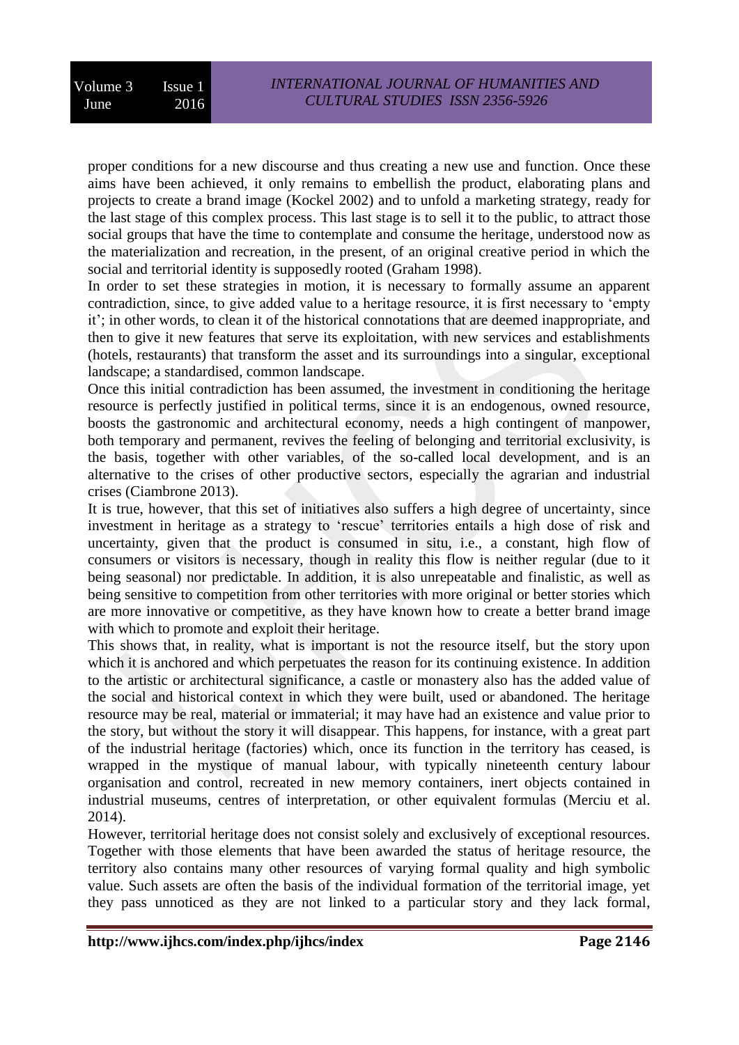proper conditions for a new discourse and thus creating a new use and function. Once these aims have been achieved, it only remains to embellish the product, elaborating plans and projects to create a brand image (Kockel 2002) and to unfold a marketing strategy, ready for the last stage of this complex process. This last stage is to sell it to the public, to attract those social groups that have the time to contemplate and consume the heritage, understood now as the materialization and recreation, in the present, of an original creative period in which the social and territorial identity is supposedly rooted (Graham 1998).

In order to set these strategies in motion, it is necessary to formally assume an apparent contradiction, since, to give added value to a heritage resource, it is first necessary to 'empty it'; in other words, to clean it of the historical connotations that are deemed inappropriate, and then to give it new features that serve its exploitation, with new services and establishments (hotels, restaurants) that transform the asset and its surroundings into a singular, exceptional landscape; a standardised, common landscape.

Once this initial contradiction has been assumed, the investment in conditioning the heritage resource is perfectly justified in political terms, since it is an endogenous, owned resource, boosts the gastronomic and architectural economy, needs a high contingent of manpower, both temporary and permanent, revives the feeling of belonging and territorial exclusivity, is the basis, together with other variables, of the so-called local development, and is an alternative to the crises of other productive sectors, especially the agrarian and industrial crises (Ciambrone 2013).

It is true, however, that this set of initiatives also suffers a high degree of uncertainty, since investment in heritage as a strategy to 'rescue' territories entails a high dose of risk and uncertainty, given that the product is consumed in situ, i.e., a constant, high flow of consumers or visitors is necessary, though in reality this flow is neither regular (due to it being seasonal) nor predictable. In addition, it is also unrepeatable and finalistic, as well as being sensitive to competition from other territories with more original or better stories which are more innovative or competitive, as they have known how to create a better brand image with which to promote and exploit their heritage.

This shows that, in reality, what is important is not the resource itself, but the story upon which it is anchored and which perpetuates the reason for its continuing existence. In addition to the artistic or architectural significance, a castle or monastery also has the added value of the social and historical context in which they were built, used or abandoned. The heritage resource may be real, material or immaterial; it may have had an existence and value prior to the story, but without the story it will disappear. This happens, for instance, with a great part of the industrial heritage (factories) which, once its function in the territory has ceased, is wrapped in the mystique of manual labour, with typically nineteenth century labour organisation and control, recreated in new memory containers, inert objects contained in industrial museums, centres of interpretation, or other equivalent formulas (Merciu et al. 2014).

However, territorial heritage does not consist solely and exclusively of exceptional resources. Together with those elements that have been awarded the status of heritage resource, the territory also contains many other resources of varying formal quality and high symbolic value. Such assets are often the basis of the individual formation of the territorial image, yet they pass unnoticed as they are not linked to a particular story and they lack formal,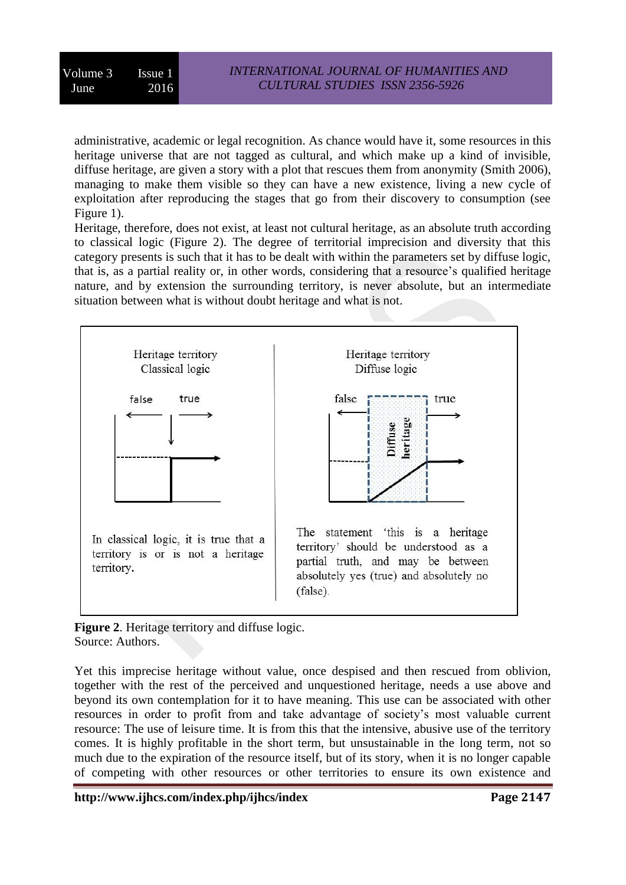administrative, academic or legal recognition. As chance would have it, some resources in this heritage universe that are not tagged as cultural, and which make up a kind of invisible, diffuse heritage, are given a story with a plot that rescues them from anonymity (Smith 2006), managing to make them visible so they can have a new existence, living a new cycle of exploitation after reproducing the stages that go from their discovery to consumption (see Figure 1).

Heritage, therefore, does not exist, at least not cultural heritage, as an absolute truth according to classical logic (Figure 2). The degree of territorial imprecision and diversity that this category presents is such that it has to be dealt with within the parameters set by diffuse logic, that is, as a partial reality or, in other words, considering that a resource's qualified heritage nature, and by extension the surrounding territory, is never absolute, but an intermediate situation between what is without doubt heritage and what is not.

Heritage territory
Classical logic

false true

In classical logic, it is true that a territory is or is not a heritage territory.

Heritage territory
Diffuse logic

false Diffuse heritage true

The statement 'this is a heritage territory' should be understood as a partial truth, and may be between absolutely yes (true) and absolutely no (false).

**Figure 2**. Heritage territory and diffuse logic.
Source: Authors.

Yet this imprecise heritage without value, once despised and then rescued from oblivion, together with the rest of the perceived and unquestioned heritage, needs a use above and beyond its own contemplation for it to have meaning. This use can be associated with other resources in order to profit from and take advantage of society's most valuable current resource: The use of leisure time. It is from this that the intensive, abusive use of the territory comes. It is highly profitable in the short term, but unsustainable in the long term, not so much due to the expiration of the resource itself, but of its story, when it is no longer capable of competing with other resources or other territories to ensure its own existence and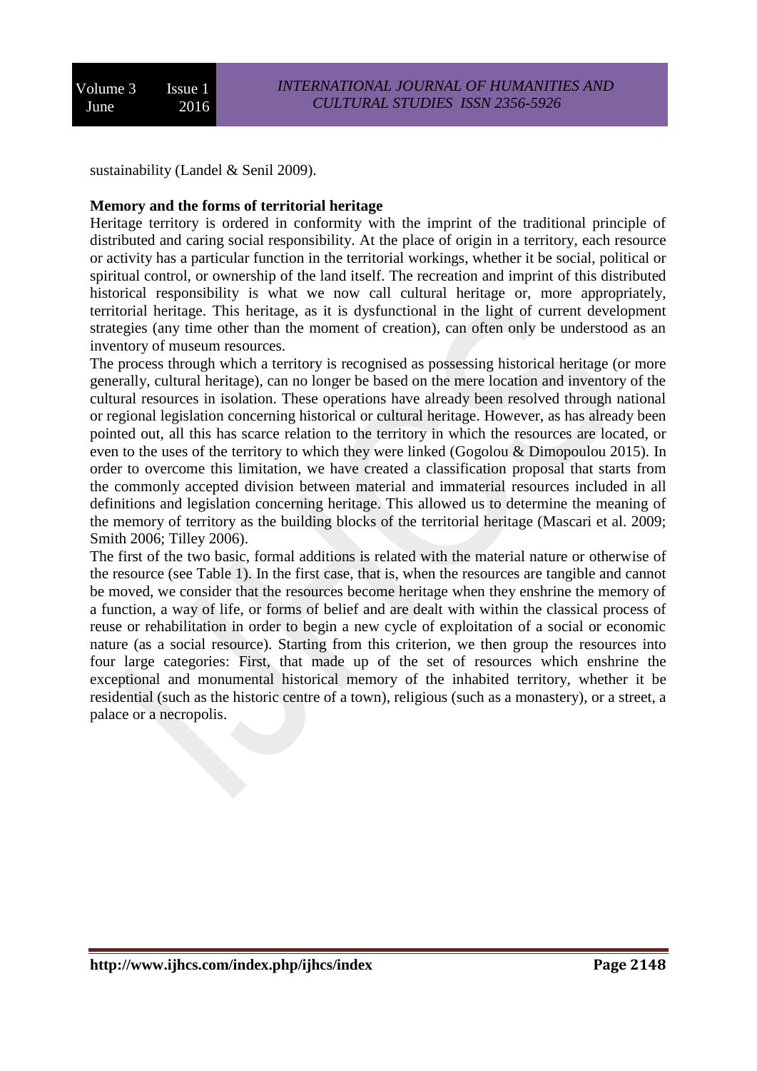sustainability (Landel & Senil 2009).

**Memory and the forms of territorial heritage**

Heritage territory is ordered in conformity with the imprint of the traditional principle of distributed and caring social responsibility. At the place of origin in a territory, each resource or activity has a particular function in the territorial workings, whether it be social, political or spiritual control, or ownership of the land itself. The recreation and imprint of this distributed historical responsibility is what we now call cultural heritage or, more appropriately, territorial heritage. This heritage, as it is dysfunctional in the light of current development strategies (any time other than the moment of creation), can often only be understood as an inventory of museum resources.

The process through which a territory is recognised as possessing historical heritage (or more generally, cultural heritage), can no longer be based on the mere location and inventory of the cultural resources in isolation. These operations have already been resolved through national or regional legislation concerning historical or cultural heritage. However, as has already been pointed out, all this has scarce relation to the territory in which the resources are located, or even to the uses of the territory to which they were linked (Gogolou & Dimopoulou 2015). In order to overcome this limitation, we have created a classification proposal that starts from the commonly accepted division between material and immaterial resources included in all definitions and legislation concerning heritage. This allowed us to determine the meaning of the memory of territory as the building blocks of the territorial heritage (Mascari et al. 2009; Smith 2006; Tilley 2006).

The first of the two basic, formal additions is related with the material nature or otherwise of the resource (see Table 1). In the first case, that is, when the resources are tangible and cannot be moved, we consider that the resources become heritage when they enshrine the memory of a function, a way of life, or forms of belief and are dealt with within the classical process of reuse or rehabilitation in order to begin a new cycle of exploitation of a social or economic nature (as a social resource). Starting from this criterion, we then group the resources into four large categories: First, that made up of the set of resources which enshrine the exceptional and monumental historical memory of the inhabited territory, whether it be residential (such as the historic centre of a town), religious (such as a monastery), or a street, a palace or a necropolis.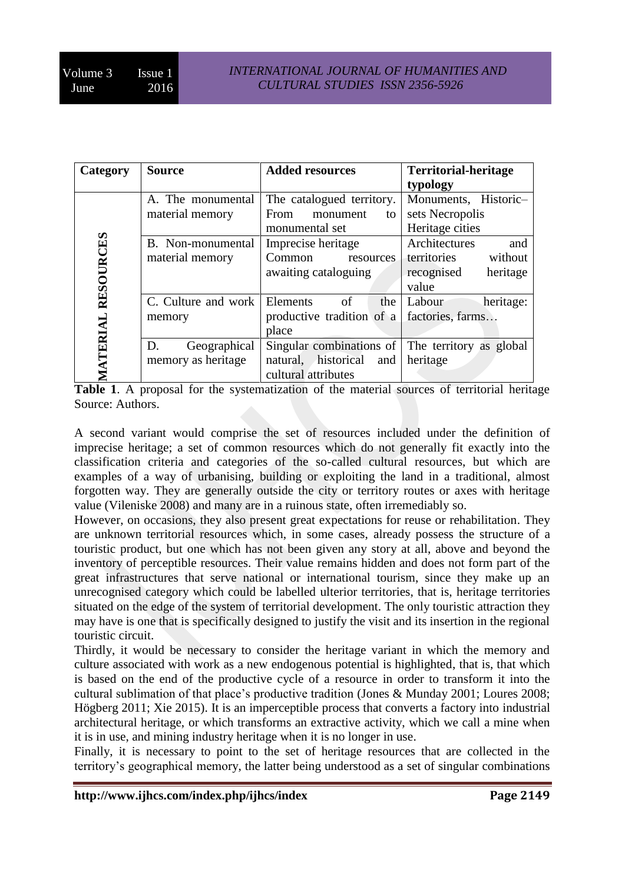| Category | Source | Added resources | Territorial-heritage typology |
|---|---|---|---|
| MATERIAL RESOURCES | A. The monumental material memory | The catalogued territory. From monument to monumental set | Monuments, Historic–sets Necropolis Heritage cities |
| | B. Non-monumental material memory | Imprecise heritage Common resources awaiting cataloguing | Architectures and territories without recognised heritage value |
| | C. Culture and work memory | Elements of the productive tradition of a place | Labour heritage: factories, farms… |
| | D. Geographical memory as heritage | Singular combinations of natural, historical and cultural attributes | The territory as global heritage |

**Table 1**. A proposal for the systematization of the material sources of territorial heritage Source: Authors.

A second variant would comprise the set of resources included under the definition of imprecise heritage; a set of common resources which do not generally fit exactly into the classification criteria and categories of the so-called cultural resources, but which are examples of a way of urbanising, building or exploiting the land in a traditional, almost forgotten way. They are generally outside the city or territory routes or axes with heritage value (Vileniske 2008) and many are in a ruinous state, often irremediably so.

However, on occasions, they also present great expectations for reuse or rehabilitation. They are unknown territorial resources which, in some cases, already possess the structure of a touristic product, but one which has not been given any story at all, above and beyond the inventory of perceptible resources. Their value remains hidden and does not form part of the great infrastructures that serve national or international tourism, since they make up an unrecognised category which could be labelled ulterior territories, that is, heritage territories situated on the edge of the system of territorial development. The only touristic attraction they may have is one that is specifically designed to justify the visit and its insertion in the regional touristic circuit.

Thirdly, it would be necessary to consider the heritage variant in which the memory and culture associated with work as a new endogenous potential is highlighted, that is, that which is based on the end of the productive cycle of a resource in order to transform it into the cultural sublimation of that place's productive tradition (Jones & Munday 2001; Loures 2008; Högberg 2011; Xie 2015). It is an imperceptible process that converts a factory into industrial architectural heritage, or which transforms an extractive activity, which we call a mine when it is in use, and mining industry heritage when it is no longer in use.

Finally, it is necessary to point to the set of heritage resources that are collected in the territory's geographical memory, the latter being understood as a set of singular combinations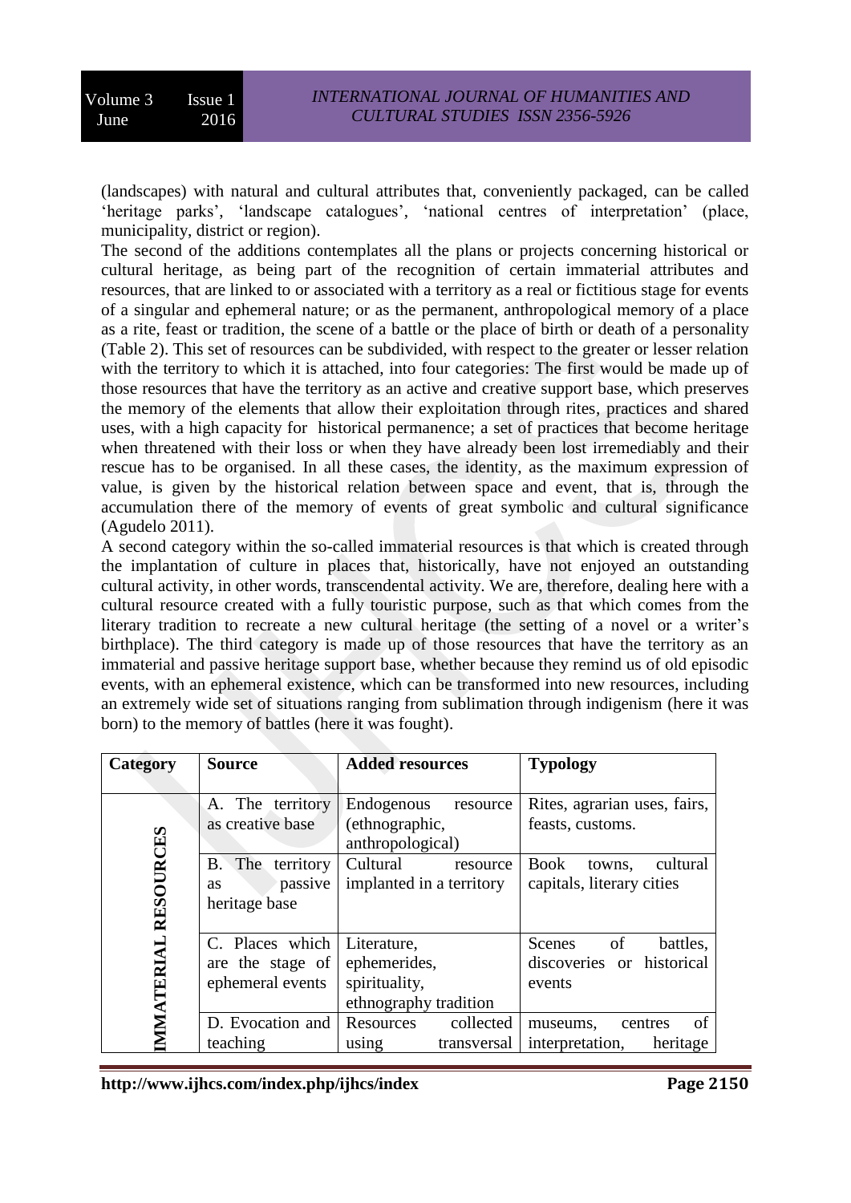(landscapes) with natural and cultural attributes that, conveniently packaged, can be called 'heritage parks', 'landscape catalogues', 'national centres of interpretation' (place, municipality, district or region).

The second of the additions contemplates all the plans or projects concerning historical or cultural heritage, as being part of the recognition of certain immaterial attributes and resources, that are linked to or associated with a territory as a real or fictitious stage for events of a singular and ephemeral nature; or as the permanent, anthropological memory of a place as a rite, feast or tradition, the scene of a battle or the place of birth or death of a personality (Table 2). This set of resources can be subdivided, with respect to the greater or lesser relation with the territory to which it is attached, into four categories: The first would be made up of those resources that have the territory as an active and creative support base, which preserves the memory of the elements that allow their exploitation through rites, practices and shared uses, with a high capacity for historical permanence; a set of practices that become heritage when threatened with their loss or when they have already been lost irremediably and their rescue has to be organised. In all these cases, the identity, as the maximum expression of value, is given by the historical relation between space and event, that is, through the accumulation there of the memory of events of great symbolic and cultural significance (Agudelo 2011).

A second category within the so-called immaterial resources is that which is created through the implantation of culture in places that, historically, have not enjoyed an outstanding cultural activity, in other words, transcendental activity. We are, therefore, dealing here with a cultural resource created with a fully touristic purpose, such as that which comes from the literary tradition to recreate a new cultural heritage (the setting of a novel or a writer's birthplace). The third category is made up of those resources that have the territory as an immaterial and passive heritage support base, whether because they remind us of old episodic events, with an ephemeral existence, which can be transformed into new resources, including an extremely wide set of situations ranging from sublimation through indigenism (here it was born) to the memory of battles (here it was fought).

| Category | Source | Added resources | Typology |
|---|---|---|---|
| **IMMATERIAL RESOURCES** | A. The territory as creative base | Endogenous resource (ethnographic, anthropological) | Rites, agrarian uses, fairs, feasts, customs. |
| | B. The territory as passive heritage base | Cultural resource implanted in a territory | Book towns, cultural capitals, literary cities |
| | C. Places which are the stage of ephemeral events | Literature, ephemerides, spirituality, ethnography tradition | Scenes of battles, discoveries or historical events |
| | D. Evocation and teaching | Resources collected using transversal | museums, centres of interpretation, heritage |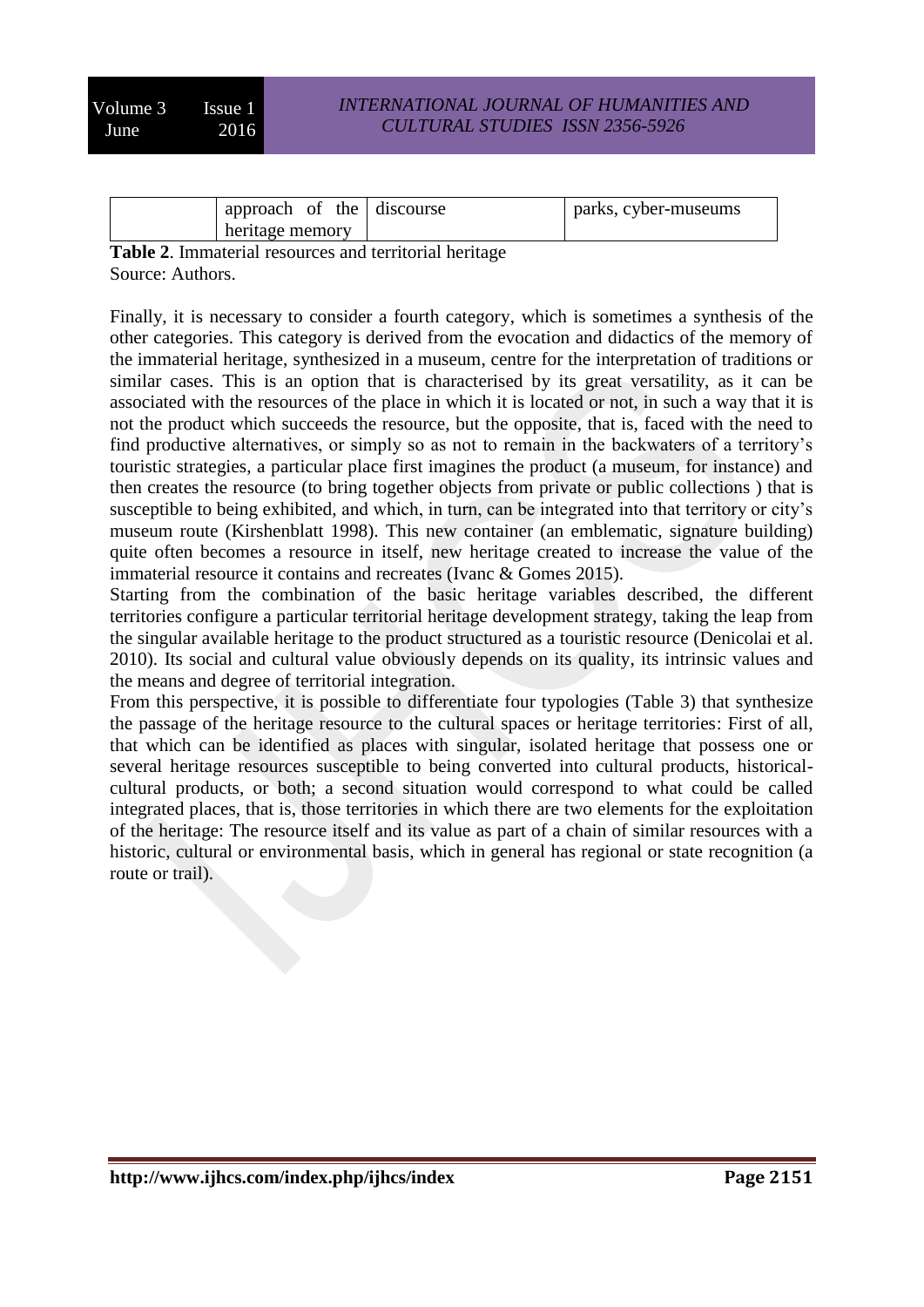|  | approach of the heritage memory | discourse | parks, cyber-museums |
|---|---|---|---|

**Table 2**. Immaterial resources and territorial heritage
Source: Authors.

Finally, it is necessary to consider a fourth category, which is sometimes a synthesis of the other categories. This category is derived from the evocation and didactics of the memory of the immaterial heritage, synthesized in a museum, centre for the interpretation of traditions or similar cases. This is an option that is characterised by its great versatility, as it can be associated with the resources of the place in which it is located or not, in such a way that it is not the product which succeeds the resource, but the opposite, that is, faced with the need to find productive alternatives, or simply so as not to remain in the backwaters of a territory's touristic strategies, a particular place first imagines the product (a museum, for instance) and then creates the resource (to bring together objects from private or public collections ) that is susceptible to being exhibited, and which, in turn, can be integrated into that territory or city's museum route (Kirshenblatt 1998). This new container (an emblematic, signature building) quite often becomes a resource in itself, new heritage created to increase the value of the immaterial resource it contains and recreates (Ivanc & Gomes 2015).

Starting from the combination of the basic heritage variables described, the different territories configure a particular territorial heritage development strategy, taking the leap from the singular available heritage to the product structured as a touristic resource (Denicolai et al. 2010). Its social and cultural value obviously depends on its quality, its intrinsic values and the means and degree of territorial integration.

From this perspective, it is possible to differentiate four typologies (Table 3) that synthesize the passage of the heritage resource to the cultural spaces or heritage territories: First of all, that which can be identified as places with singular, isolated heritage that possess one or several heritage resources susceptible to being converted into cultural products, historical-cultural products, or both; a second situation would correspond to what could be called integrated places, that is, those territories in which there are two elements for the exploitation of the heritage: The resource itself and its value as part of a chain of similar resources with a historic, cultural or environmental basis, which in general has regional or state recognition (a route or trail).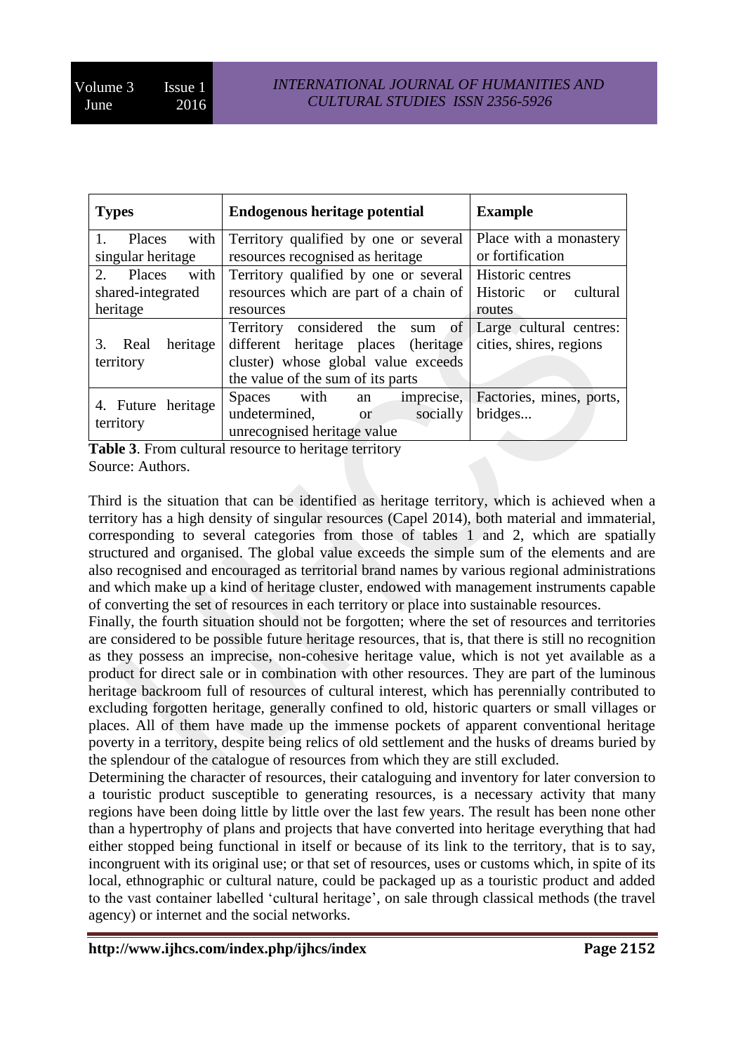| Types | Endogenous heritage potential | Example |
| --- | --- | --- |
| 1. Places with singular heritage | Territory qualified by one or several resources recognised as heritage | Place with a monastery or fortification |
| 2. Places with shared-integrated heritage | Territory qualified by one or several resources which are part of a chain of resources | Historic centres<br>Historic or cultural routes |
| 3. Real heritage territory | Territory considered the sum of different heritage places (heritage cluster) whose global value exceeds the value of the sum of its parts | Large cultural centres: cities, shires, regions |
| 4. Future heritage territory | Spaces with an imprecise, undetermined, or socially unrecognised heritage value | Factories, mines, ports, bridges... |

**Table 3**. From cultural resource to heritage territory
Source: Authors.

Third is the situation that can be identified as heritage territory, which is achieved when a territory has a high density of singular resources (Capel 2014), both material and immaterial, corresponding to several categories from those of tables 1 and 2, which are spatially structured and organised. The global value exceeds the simple sum of the elements and are also recognised and encouraged as territorial brand names by various regional administrations and which make up a kind of heritage cluster, endowed with management instruments capable of converting the set of resources in each territory or place into sustainable resources.

Finally, the fourth situation should not be forgotten; where the set of resources and territories are considered to be possible future heritage resources, that is, that there is still no recognition as they possess an imprecise, non-cohesive heritage value, which is not yet available as a product for direct sale or in combination with other resources. They are part of the luminous heritage backroom full of resources of cultural interest, which has perennially contributed to excluding forgotten heritage, generally confined to old, historic quarters or small villages or places. All of them have made up the immense pockets of apparent conventional heritage poverty in a territory, despite being relics of old settlement and the husks of dreams buried by the splendour of the catalogue of resources from which they are still excluded.

Determining the character of resources, their cataloguing and inventory for later conversion to a touristic product susceptible to generating resources, is a necessary activity that many regions have been doing little by little over the last few years. The result has been none other than a hypertrophy of plans and projects that have converted into heritage everything that had either stopped being functional in itself or because of its link to the territory, that is to say, incongruent with its original use; or that set of resources, uses or customs which, in spite of its local, ethnographic or cultural nature, could be packaged up as a touristic product and added to the vast container labelled 'cultural heritage', on sale through classical methods (the travel agency) or internet and the social networks.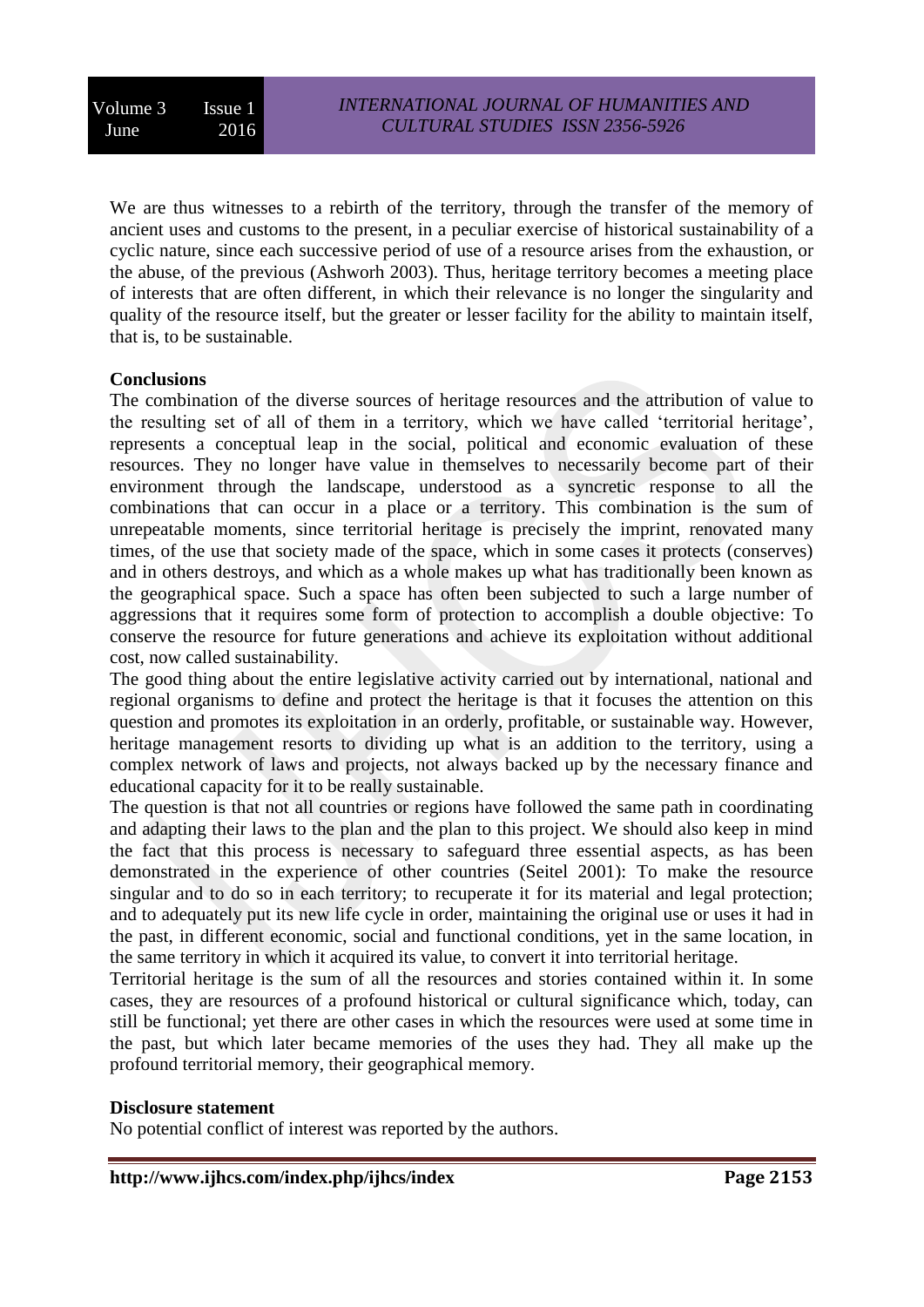We are thus witnesses to a rebirth of the territory, through the transfer of the memory of ancient uses and customs to the present, in a peculiar exercise of historical sustainability of a cyclic nature, since each successive period of use of a resource arises from the exhaustion, or the abuse, of the previous (Ashworh 2003). Thus, heritage territory becomes a meeting place of interests that are often different, in which their relevance is no longer the singularity and quality of the resource itself, but the greater or lesser facility for the ability to maintain itself, that is, to be sustainable.

## Conclusions

The combination of the diverse sources of heritage resources and the attribution of value to the resulting set of all of them in a territory, which we have called 'territorial heritage', represents a conceptual leap in the social, political and economic evaluation of these resources. They no longer have value in themselves to necessarily become part of their environment through the landscape, understood as a syncretic response to all the combinations that can occur in a place or a territory. This combination is the sum of unrepeatable moments, since territorial heritage is precisely the imprint, renovated many times, of the use that society made of the space, which in some cases it protects (conserves) and in others destroys, and which as a whole makes up what has traditionally been known as the geographical space. Such a space has often been subjected to such a large number of aggressions that it requires some form of protection to accomplish a double objective: To conserve the resource for future generations and achieve its exploitation without additional cost, now called sustainability.

The good thing about the entire legislative activity carried out by international, national and regional organisms to define and protect the heritage is that it focuses the attention on this question and promotes its exploitation in an orderly, profitable, or sustainable way. However, heritage management resorts to dividing up what is an addition to the territory, using a complex network of laws and projects, not always backed up by the necessary finance and educational capacity for it to be really sustainable.

The question is that not all countries or regions have followed the same path in coordinating and adapting their laws to the plan and the plan to this project. We should also keep in mind the fact that this process is necessary to safeguard three essential aspects, as has been demonstrated in the experience of other countries (Seitel 2001): To make the resource singular and to do so in each territory; to recuperate it for its material and legal protection; and to adequately put its new life cycle in order, maintaining the original use or uses it had in the past, in different economic, social and functional conditions, yet in the same location, in the same territory in which it acquired its value, to convert it into territorial heritage.

Territorial heritage is the sum of all the resources and stories contained within it. In some cases, they are resources of a profound historical or cultural significance which, today, can still be functional; yet there are other cases in which the resources were used at some time in the past, but which later became memories of the uses they had. They all make up the profound territorial memory, their geographical memory.

## Disclosure statement

No potential conflict of interest was reported by the authors.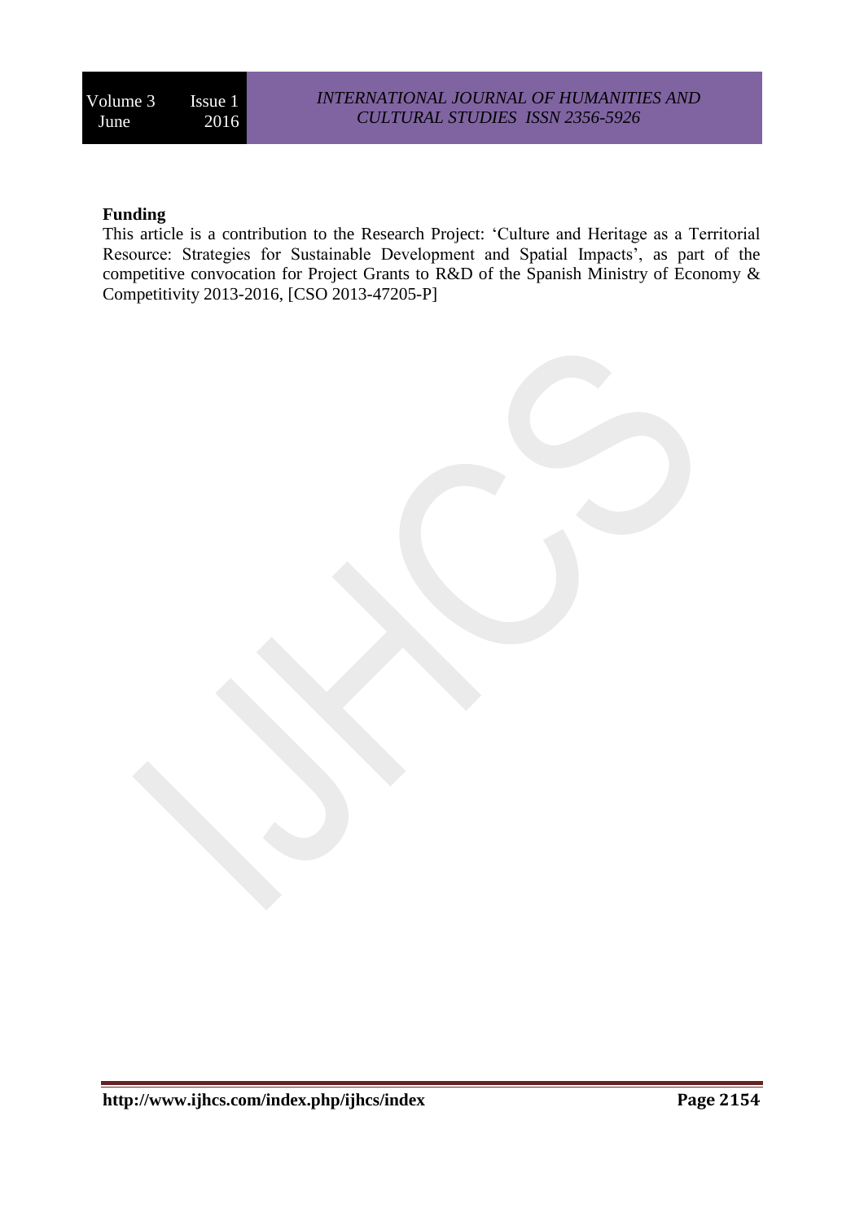**Funding**

This article is a contribution to the Research Project: 'Culture and Heritage as a Territorial Resource: Strategies for Sustainable Development and Spatial Impacts', as part of the competitive convocation for Project Grants to R&D of the Spanish Ministry of Economy & Competitivity 2013-2016, [CSO 2013-47205-P]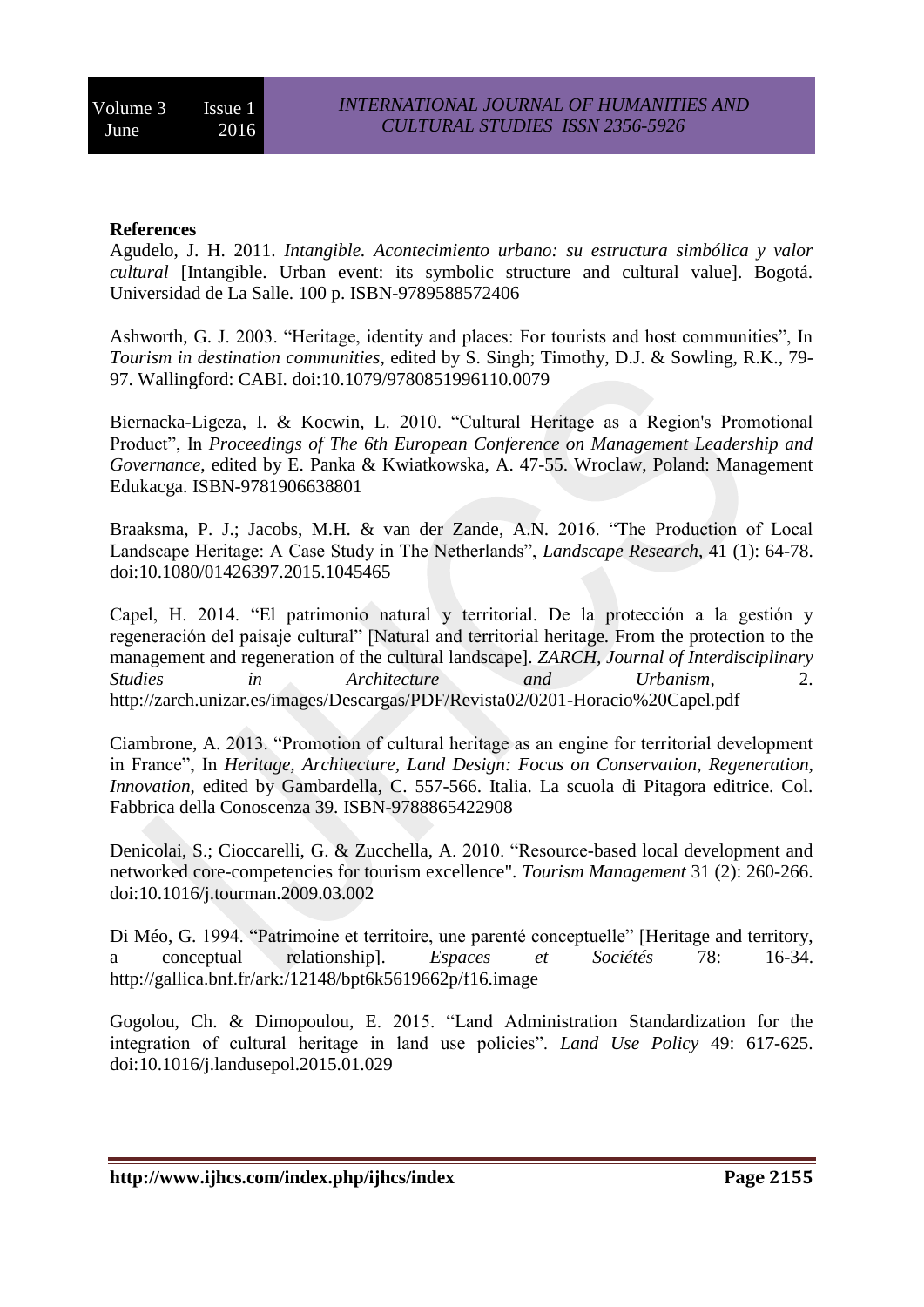**References**

Agudelo, J. H. 2011. *Intangible. Acontecimiento urbano: su estructura simbólica y valor cultural* [Intangible. Urban event: its symbolic structure and cultural value]. Bogotá. Universidad de La Salle. 100 p. ISBN-9789588572406

Ashworth, G. J. 2003. "Heritage, identity and places: For tourists and host communities", In *Tourism in destination communities*, edited by S. Singh; Timothy, D.J. & Sowling, R.K., 79-97. Wallingford: CABI. doi:10.1079/9780851996110.0079

Biernacka-Ligeza, I. & Kocwin, L. 2010. "Cultural Heritage as a Region's Promotional Product", In *Proceedings of The 6th European Conference on Management Leadership and Governance*, edited by E. Panka & Kwiatkowska, A. 47-55. Wroclaw, Poland: Management Edukacga. ISBN-9781906638801

Braaksma, P. J.; Jacobs, M.H. & van der Zande, A.N. 2016. "The Production of Local Landscape Heritage: A Case Study in The Netherlands", *Landscape Research*, 41 (1): 64-78. doi:10.1080/01426397.2015.1045465

Capel, H. 2014. "El patrimonio natural y territorial. De la protección a la gestión y regeneración del paisaje cultural" [Natural and territorial heritage. From the protection to the management and regeneration of the cultural landscape]. *ZARCH, Journal of Interdisciplinary Studies in Architecture and Urbanism*, 2. http://zarch.unizar.es/images/Descargas/PDF/Revista02/0201-Horacio%20Capel.pdf

Ciambrone, A. 2013. "Promotion of cultural heritage as an engine for territorial development in France", In *Heritage, Architecture, Land Design: Focus on Conservation, Regeneration, Innovation*, edited by Gambardella, C. 557-566. Italia. La scuola di Pitagora editrice. Col. Fabbrica della Conoscenza 39. ISBN-9788865422908

Denicolai, S.; Cioccarelli, G. & Zucchella, A. 2010. "Resource-based local development and networked core-competencies for tourism excellence". *Tourism Management* 31 (2): 260-266. doi:10.1016/j.tourman.2009.03.002

Di Méo, G. 1994. "Patrimoine et territoire, une parenté conceptuelle" [Heritage and territory, a conceptual relationship]. *Espaces et Sociétés* 78: 16-34. http://gallica.bnf.fr/ark:/12148/bpt6k5619662p/f16.image

Gogolou, Ch. & Dimopoulou, E. 2015. "Land Administration Standardization for the integration of cultural heritage in land use policies". *Land Use Policy* 49: 617-625. doi:10.1016/j.landusepol.2015.01.029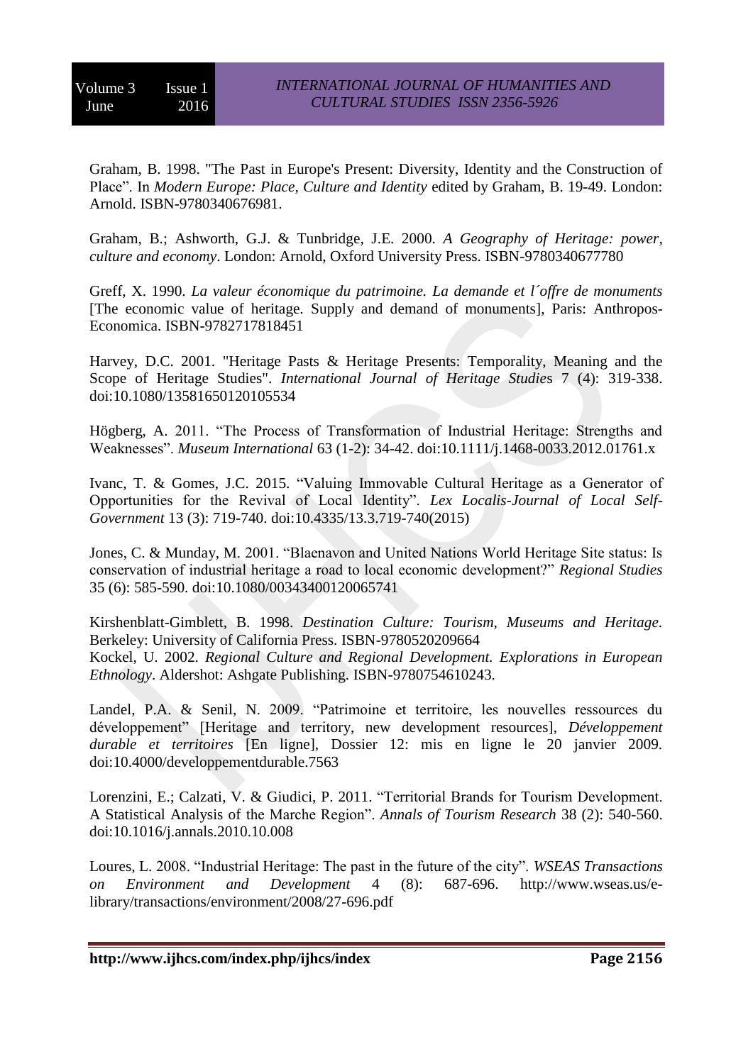Graham, B. 1998. "The Past in Europe's Present: Diversity, Identity and the Construction of Place". In *Modern Europe: Place, Culture and Identity* edited by Graham, B. 19-49. London: Arnold. ISBN-9780340676981.

Graham, B.; Ashworth, G.J. & Tunbridge, J.E. 2000. *A Geography of Heritage: power, culture and economy*. London: Arnold, Oxford University Press. ISBN-9780340677780

Greff, X. 1990. *La valeur économique du patrimoine. La demande et l´offre de monuments* [The economic value of heritage. Supply and demand of monuments], Paris: Anthropos-Economica. ISBN-9782717818451

Harvey, D.C. 2001. "Heritage Pasts & Heritage Presents: Temporality, Meaning and the Scope of Heritage Studies". *International Journal of Heritage Studies* 7 (4): 319-338. doi:10.1080/13581650120105534

Högberg, A. 2011. "The Process of Transformation of Industrial Heritage: Strengths and Weaknesses". *Museum International* 63 (1-2): 34-42. doi:10.1111/j.1468-0033.2012.01761.x

Ivanc, T. & Gomes, J.C. 2015. "Valuing Immovable Cultural Heritage as a Generator of Opportunities for the Revival of Local Identity". *Lex Localis-Journal of Local Self-Government* 13 (3): 719-740. doi:10.4335/13.3.719-740(2015)

Jones, C. & Munday, M. 2001. "Blaenavon and United Nations World Heritage Site status: Is conservation of industrial heritage a road to local economic development?" *Regional Studies* 35 (6): 585-590. doi:10.1080/00343400120065741

Kirshenblatt-Gimblett, B. 1998. *Destination Culture: Tourism, Museums and Heritage*. Berkeley: University of California Press. ISBN-9780520209664

Kockel, U. 2002. *Regional Culture and Regional Development. Explorations in European Ethnology*. Aldershot: Ashgate Publishing. ISBN-9780754610243.

Landel, P.A. & Senil, N. 2009. "Patrimoine et territoire, les nouvelles ressources du développement" [Heritage and territory, new development resources], *Développement durable et territoires* [En ligne], Dossier 12: mis en ligne le 20 janvier 2009. doi:10.4000/developpementdurable.7563

Lorenzini, E.; Calzati, V. & Giudici, P. 2011. "Territorial Brands for Tourism Development. A Statistical Analysis of the Marche Region". *Annals of Tourism Research* 38 (2): 540-560. doi:10.1016/j.annals.2010.10.008

Loures, L. 2008. "Industrial Heritage: The past in the future of the city". *WSEAS Transactions on Environment and Development* 4 (8): 687-696. http://www.wseas.us/e-library/transactions/environment/2008/27-696.pdf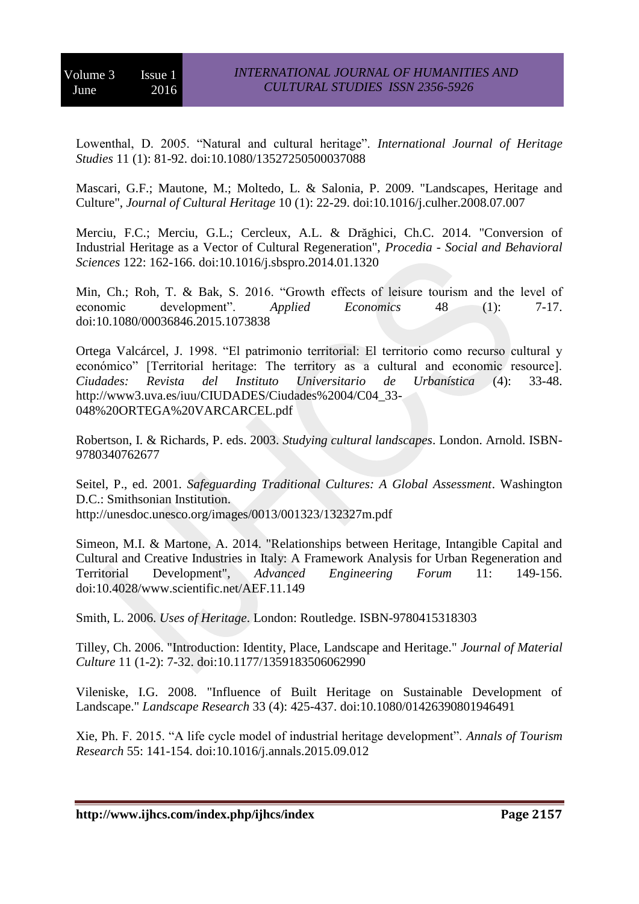Lowenthal, D. 2005. “Natural and cultural heritage”. *International Journal of Heritage Studies* 11 (1): 81-92. doi:10.1080/13527250500037088

Mascari, G.F.; Mautone, M.; Moltedo, L. & Salonia, P. 2009. "Landscapes, Heritage and Culture", *Journal of Cultural Heritage* 10 (1): 22-29. doi:10.1016/j.culher.2008.07.007

Merciu, F.C.; Merciu, G.L.; Cercleux, A.L. & Drăghici, Ch.C. 2014. "Conversion of Industrial Heritage as a Vector of Cultural Regeneration", *Procedia - Social and Behavioral Sciences* 122: 162-166. doi:10.1016/j.sbspro.2014.01.1320

Min, Ch.; Roh, T. & Bak, S. 2016. “Growth effects of leisure tourism and the level of economic development”. *Applied Economics* 48 (1): 7-17. doi:10.1080/00036846.2015.1073838

Ortega Valcárcel, J. 1998. “El patrimonio territorial: El territorio como recurso cultural y económico” [Territorial heritage: The territory as a cultural and economic resource]. *Ciudades: Revista del Instituto Universitario de Urbanística* (4): 33-48. http://www3.uva.es/iuu/CIUDADES/Ciudades%2004/C04_33-048%20ORTEGA%20VARCARCEL.pdf

Robertson, I. & Richards, P. eds. 2003. *Studying cultural landscapes*. London. Arnold. ISBN-9780340762677

Seitel, P., ed. 2001. *Safeguarding Traditional Cultures: A Global Assessment*. Washington D.C.: Smithsonian Institution.
http://unesdoc.unesco.org/images/0013/001323/132327m.pdf

Simeon, M.I. & Martone, A. 2014. "Relationships between Heritage, Intangible Capital and Cultural and Creative Industries in Italy: A Framework Analysis for Urban Regeneration and Territorial Development", *Advanced Engineering Forum* 11: 149-156. doi:10.4028/www.scientific.net/AEF.11.149

Smith, L. 2006. *Uses of Heritage*. London: Routledge. ISBN-9780415318303

Tilley, Ch. 2006. "Introduction: Identity, Place, Landscape and Heritage." *Journal of Material Culture* 11 (1-2): 7-32. doi:10.1177/1359183506062990

Vileniske, I.G. 2008. "Influence of Built Heritage on Sustainable Development of Landscape." *Landscape Research* 33 (4): 425-437. doi:10.1080/01426390801946491

Xie, Ph. F. 2015. “A life cycle model of industrial heritage development”. *Annals of Tourism Research* 55: 141-154. doi:10.1016/j.annals.2015.09.012